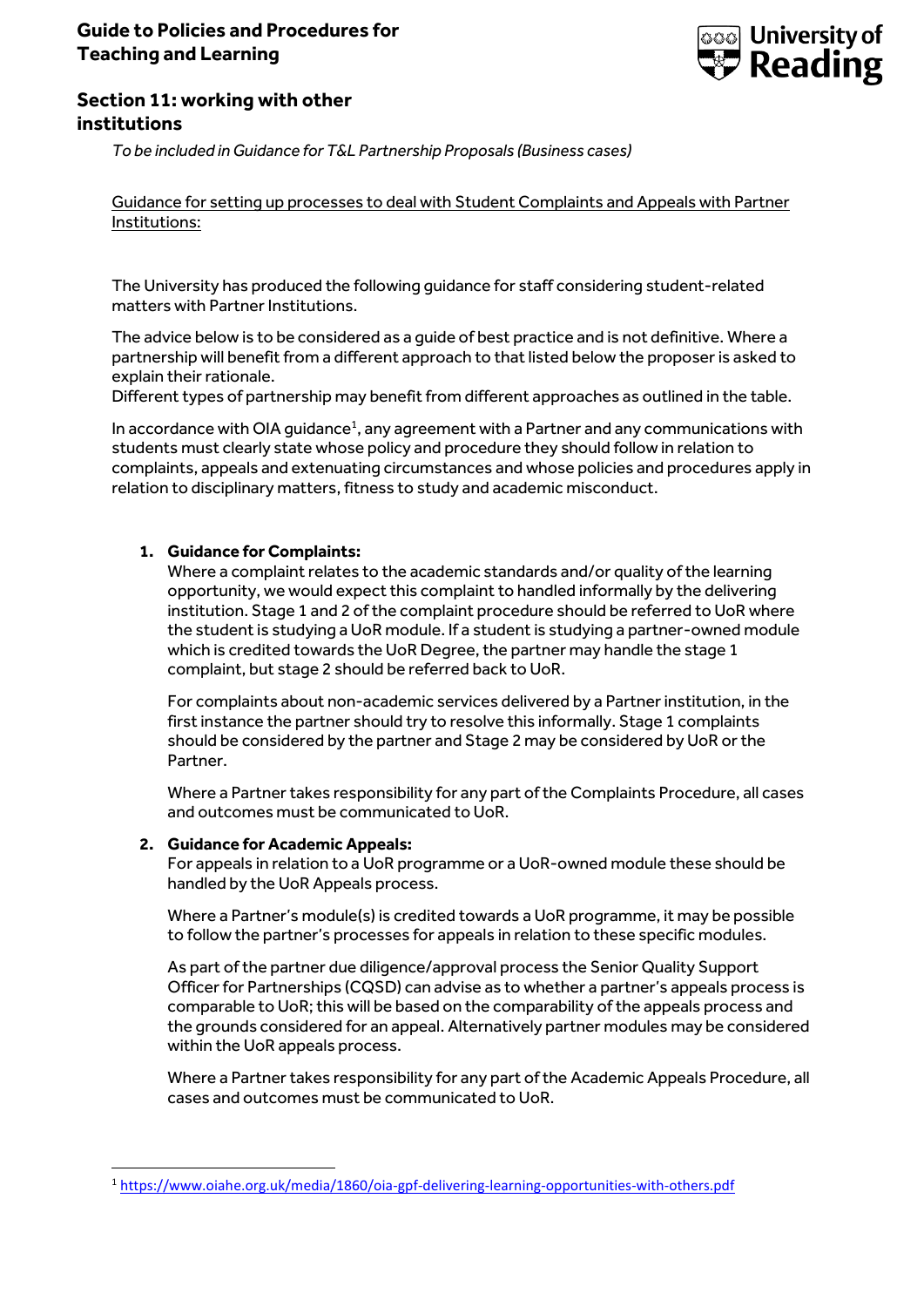# Guide to Policies and Procedures for Teaching and Learning

University of Reading

## Section 11: working with other institutions

*To be included in Guidance for T&L Partnership Proposals (Business cases)*

<u>Guidance for setting up processes to deal with Student Complaints and Appeals with Partner Institutions:</u>

The University has produced the following guidance for staff considering student-related matters with Partner Institutions.

The advice below is to be considered as a guide of best practice and is not definitive. Where a partnership will benefit from a different approach to that listed below the proposer is asked to explain their rationale.
Different types of partnership may benefit from different approaches as outlined in the table.

In accordance with OIA guidance[1], any agreement with a Partner and any communications with students must clearly state whose policy and procedure they should follow in relation to complaints, appeals and extenuating circumstances and whose policies and procedures apply in relation to disciplinary matters, fitness to study and academic misconduct.

1. **Guidance for Complaints:**
   Where a complaint relates to the academic standards and/or quality of the learning opportunity, we would expect this complaint to handled informally by the delivering institution. Stage 1 and 2 of the complaint procedure should be referred to UoR where the student is studying a UoR module. If a student is studying a partner-owned module which is credited towards the UoR Degree, the partner may handle the stage 1 complaint, but stage 2 should be referred back to UoR.

   For complaints about non-academic services delivered by a Partner institution, in the first instance the partner should try to resolve this informally. Stage 1 complaints should be considered by the partner and Stage 2 may be considered by UoR or the Partner.

   Where a Partner takes responsibility for any part of the Complaints Procedure, all cases and outcomes must be communicated to UoR.

2. **Guidance for Academic Appeals:**
   For appeals in relation to a UoR programme or a UoR-owned module these should be handled by the UoR Appeals process.

   Where a Partner's module(s) is credited towards a UoR programme, it may be possible to follow the partner's processes for appeals in relation to these specific modules.

   As part of the partner due diligence/approval process the Senior Quality Support Officer for Partnerships (CQSD) can advise as to whether a partner's appeals process is comparable to UoR; this will be based on the comparability of the appeals process and the grounds considered for an appeal. Alternatively partner modules may be considered within the UoR appeals process.

   Where a Partner takes responsibility for any part of the Academic Appeals Procedure, all cases and outcomes must be communicated to UoR.

---

[1] https://www.oiahe.org.uk/media/1860/oia-gpf-delivering-learning-opportunities-with-others.pdf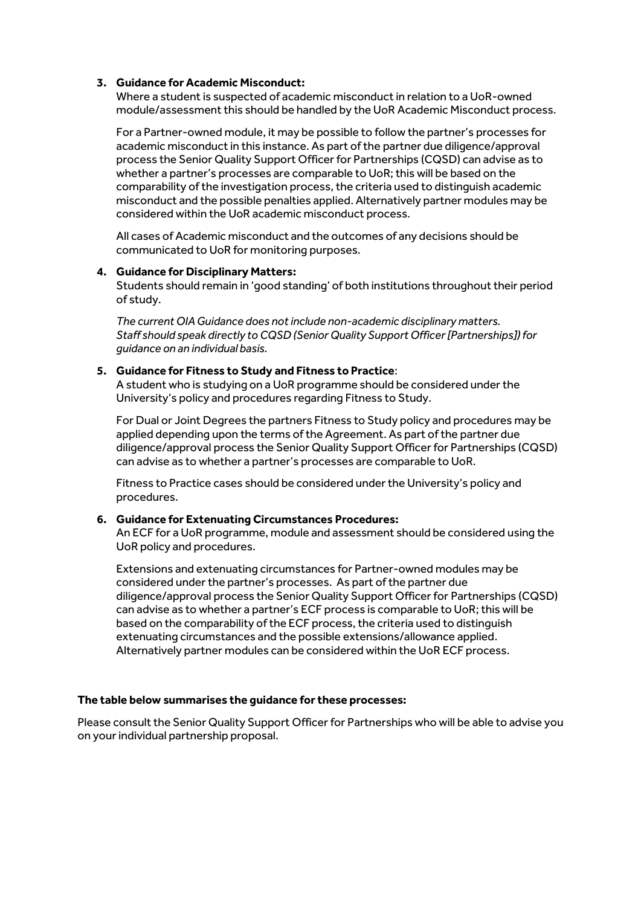3. **Guidance for Academic Misconduct:**
   Where a student is suspected of academic misconduct in relation to a UoR-owned module/assessment this should be handled by the UoR Academic Misconduct process.

   For a Partner-owned module, it may be possible to follow the partner's processes for academic misconduct in this instance. As part of the partner due diligence/approval process the Senior Quality Support Officer for Partnerships (CQSD) can advise as to whether a partner's processes are comparable to UoR; this will be based on the comparability of the investigation process, the criteria used to distinguish academic misconduct and the possible penalties applied. Alternatively partner modules may be considered within the UoR academic misconduct process.

   All cases of Academic misconduct and the outcomes of any decisions should be communicated to UoR for monitoring purposes.

4. **Guidance for Disciplinary Matters:**
   Students should remain in 'good standing' of both institutions throughout their period of study.

   *The current OIA Guidance does not include non-academic disciplinary matters. Staff should speak directly to CQSD (Senior Quality Support Officer [Partnerships]) for guidance on an individual basis.*

5. **Guidance for Fitness to Study and Fitness to Practice**:
   A student who is studying on a UoR programme should be considered under the University's policy and procedures regarding Fitness to Study.

   For Dual or Joint Degrees the partners Fitness to Study policy and procedures may be applied depending upon the terms of the Agreement. As part of the partner due diligence/approval process the Senior Quality Support Officer for Partnerships (CQSD) can advise as to whether a partner's processes are comparable to UoR.

   Fitness to Practice cases should be considered under the University's policy and procedures.

6. **Guidance for Extenuating Circumstances Procedures:**
   An ECF for a UoR programme, module and assessment should be considered using the UoR policy and procedures.

   Extensions and extenuating circumstances for Partner-owned modules may be considered under the partner's processes. As part of the partner due diligence/approval process the Senior Quality Support Officer for Partnerships (CQSD) can advise as to whether a partner's ECF process is comparable to UoR; this will be based on the comparability of the ECF process, the criteria used to distinguish extenuating circumstances and the possible extensions/allowance applied. Alternatively partner modules can be considered within the UoR ECF process.

**The table below summarises the guidance for these processes:**

Please consult the Senior Quality Support Officer for Partnerships who will be able to advise you on your individual partnership proposal.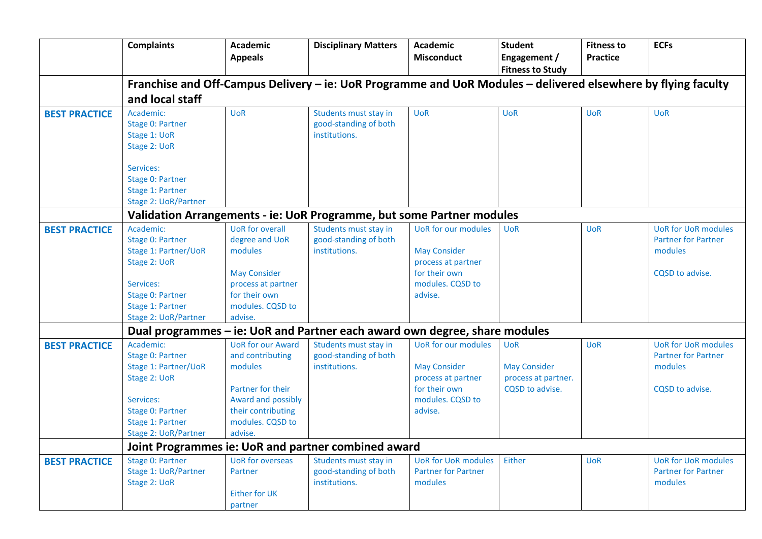| | Complaints | Academic Appeals | Disciplinary Matters | Academic Misconduct | Student Engagement / Fitness to Study | Fitness to Practice | ECFs |
|---|---|---|---|---|---|---|---|
| | **Franchise and Off-Campus Delivery – ie: UoR Programme and UoR Modules – delivered elsewhere by flying faculty and local staff** | | | | | | |
| **BEST PRACTICE** | Academic:<br>Stage 0: Partner<br>Stage 1: UoR<br>Stage 2: UoR<br><br>Services:<br>Stage 0: Partner<br>Stage 1: Partner<br>Stage 2: UoR/Partner | UoR | Students must stay in good-standing of both institutions. | UoR | UoR | UoR | UoR |
| | **Validation Arrangements - ie: UoR Programme, but some Partner modules** | | | | | | |
| **BEST PRACTICE** | Academic:<br>Stage 0: Partner<br>Stage 1: Partner/UoR<br>Stage 2: UoR<br><br>Services:<br>Stage 0: Partner<br>Stage 1: Partner<br>Stage 2: UoR/Partner | UoR for overall degree and UoR modules<br><br>May Consider process at partner for their own modules. CQSD to advise. | Students must stay in good-standing of both institutions. | UoR for our modules<br><br>May Consider process at partner for their own modules. CQSD to advise. | UoR | UoR | UoR for UoR modules Partner for Partner modules<br><br>CQSD to advise. |
| | **Dual programmes – ie: UoR and Partner each award own degree, share modules** | | | | | | |
| **BEST PRACTICE** | Academic:<br>Stage 0: Partner<br>Stage 1: Partner/UoR<br>Stage 2: UoR<br><br>Services:<br>Stage 0: Partner<br>Stage 1: Partner<br>Stage 2: UoR/Partner | UoR for our Award and contributing modules<br><br>Partner for their Award and possibly their contributing modules. CQSD to advise. | Students must stay in good-standing of both institutions. | UoR for our modules<br><br>May Consider process at partner for their own modules. CQSD to advise. | UoR<br><br>May Consider process at partner. CQSD to advise. | UoR | UoR for UoR modules Partner for Partner modules<br><br>CQSD to advise. |
| | **Joint Programmes ie: UoR and partner combined award** | | | | | | |
| **BEST PRACTICE** | Stage 0: Partner<br>Stage 1: UoR/Partner<br>Stage 2: UoR | UoR for overseas Partner<br><br>Either for UK partner | Students must stay in good-standing of both institutions. | UoR for UoR modules Partner for Partner modules | Either | UoR | UoR for UoR modules Partner for Partner modules |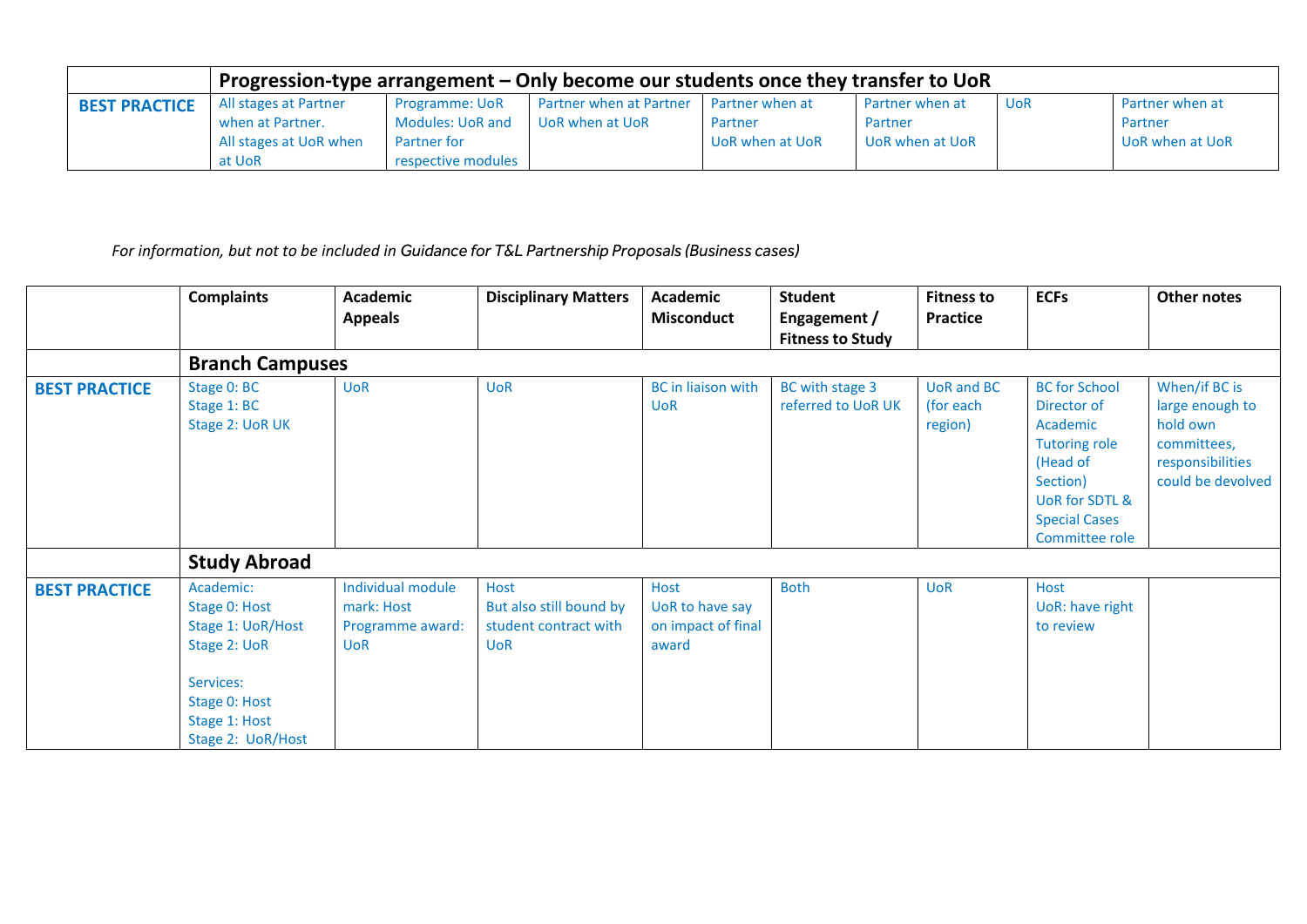| | | | | | | | |
|---|---|---|---|---|---|---|---|
| | **Progression-type arrangement – Only become our students once they transfer to UoR** | | | | | | |
| **BEST PRACTICE** | All stages at Partner when at Partner. All stages at UoR when at UoR | Programme: UoR Modules: UoR and Partner for respective modules | Partner when at Partner UoR when at UoR | Partner when at Partner UoR when at UoR | Partner when at Partner UoR when at UoR | UoR | Partner when at Partner UoR when at UoR |

*For information, but not to be included in Guidance for T&L Partnership Proposals (Business cases)*

| | **Complaints** | **Academic Appeals** | **Disciplinary Matters** | **Academic Misconduct** | **Student Engagement / Fitness to Study** | **Fitness to Practice** | **ECFs** | **Other notes** |
|---|---|---|---|---|---|---|---|---|
| | **Branch Campuses** | | | | | | | |
| **BEST PRACTICE** | Stage 0: BC<br>Stage 1: BC<br>Stage 2: UoR UK | UoR | UoR | BC in liaison with UoR | BC with stage 3 referred to UoR UK | UoR and BC (for each region) | BC for School Director of Academic Tutoring role (Head of Section)<br>UoR for SDTL & Special Cases Committee role | When/if BC is large enough to hold own committees, responsibilities could be devolved |
| | **Study Abroad** | | | | | | | |
| **BEST PRACTICE** | Academic:<br>Stage 0: Host<br>Stage 1: UoR/Host<br>Stage 2: UoR<br><br>Services:<br>Stage 0: Host<br>Stage 1: Host<br>Stage 2: UoR/Host | Individual module mark: Host<br>Programme award: UoR | Host<br>But also still bound by student contract with UoR | Host<br>UoR to have say on impact of final award | Both | UoR | Host<br>UoR: have right to review | |